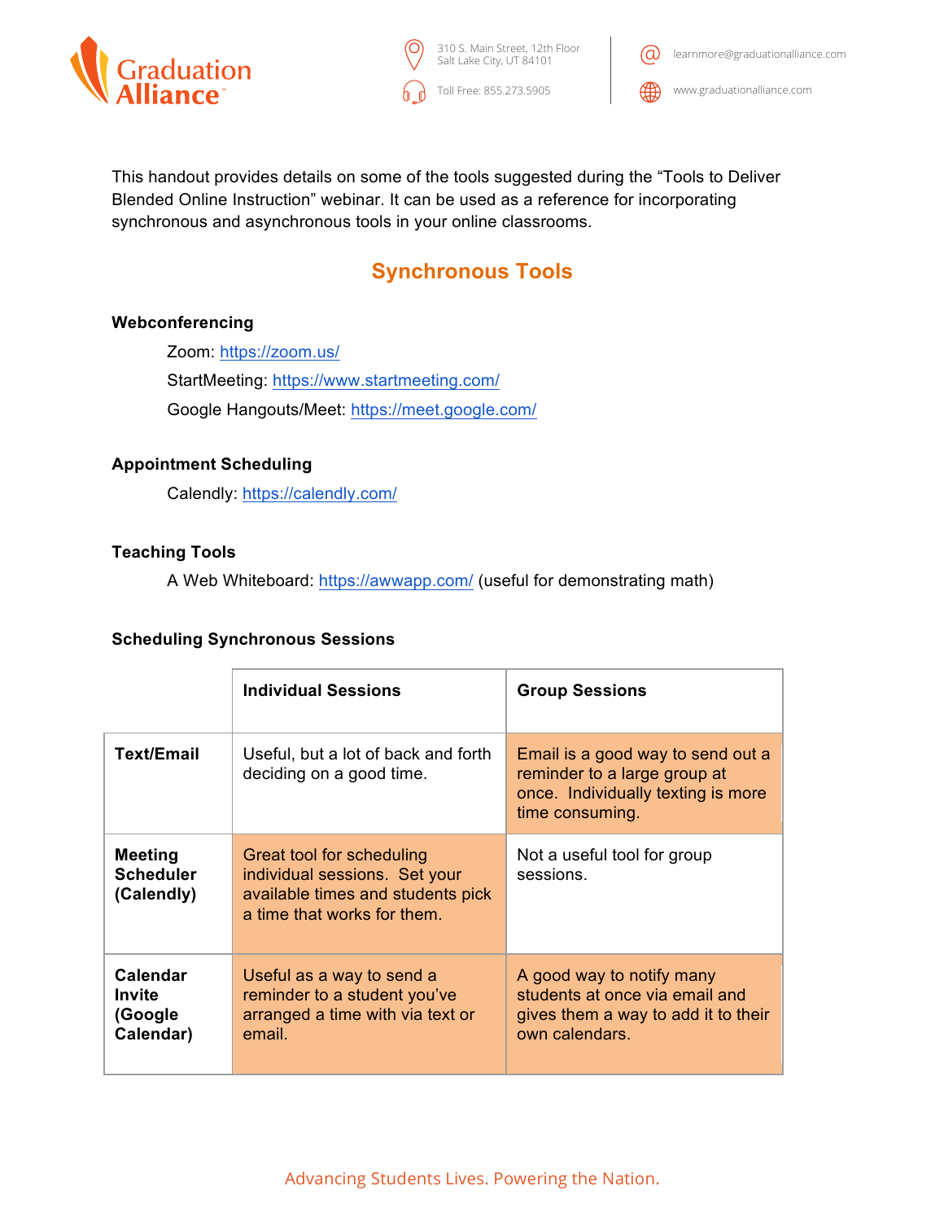This handout provides details on some of the tools suggested during the "Tools to Deliver Blended Online Instruction" webinar. It can be used as a reference for incorporating synchronous and asynchronous tools in your online classrooms.

## Synchronous Tools

### Webconferencing

Zoom: https://zoom.us/

StartMeeting: https://www.startmeeting.com/

Google Hangouts/Meet: https://meet.google.com/

### Appointment Scheduling

Calendly: https://calendly.com/

### Teaching Tools

A Web Whiteboard: https://awwapp.com/ (useful for demonstrating math)

### Scheduling Synchronous Sessions

| | **Individual Sessions** | **Group Sessions** |
|---|---|---|
| **Text/Email** | Useful, but a lot of back and forth deciding on a good time. | Email is a good way to send out a reminder to a large group at once. Individually texting is more time consuming. |
| **Meeting Scheduler (Calendly)** | Great tool for scheduling individual sessions. Set your available times and students pick a time that works for them. | Not a useful tool for group sessions. |
| **Calendar Invite (Google Calendar)** | Useful as a way to send a reminder to a student you've arranged a time with via text or email. | A good way to notify many students at once via email and gives them a way to add it to their own calendars. |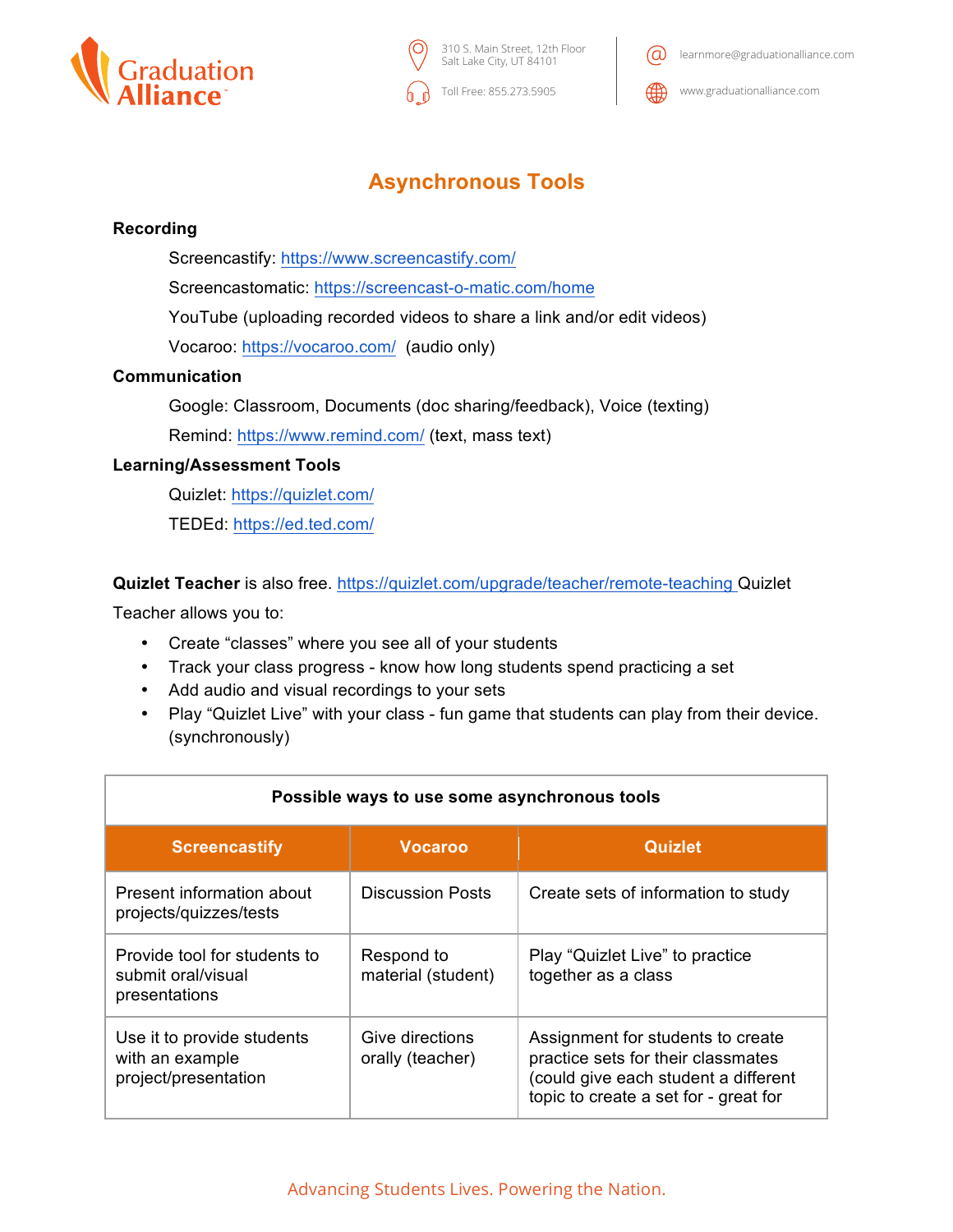# Asynchronous Tools

**Recording**

Screencastify: https://www.screencastify.com/

Screencastomatic: https://screencast-o-matic.com/home

YouTube (uploading recorded videos to share a link and/or edit videos)

Vocaroo: https://vocaroo.com/ (audio only)

**Communication**

Google: Classroom, Documents (doc sharing/feedback), Voice (texting)

Remind: https://www.remind.com/ (text, mass text)

**Learning/Assessment Tools**

Quizlet: https://quizlet.com/

TEDEd: https://ed.ted.com/

**Quizlet Teacher** is also free. https://quizlet.com/upgrade/teacher/remote-teaching Quizlet Teacher allows you to:

- Create "classes" where you see all of your students
- Track your class progress - know how long students spend practicing a set
- Add audio and visual recordings to your sets
- Play "Quizlet Live" with your class - fun game that students can play from their device. (synchronously)

**Possible ways to use some asynchronous tools**

| Screencastify | Vocaroo | Quizlet |
|---|---|---|
| Present information about projects/quizzes/tests | Discussion Posts | Create sets of information to study |
| Provide tool for students to submit oral/visual presentations | Respond to material (student) | Play "Quizlet Live" to practice together as a class |
| Use it to provide students with an example project/presentation | Give directions orally (teacher) | Assignment for students to create practice sets for their classmates (could give each student a different topic to create a set for - great for |